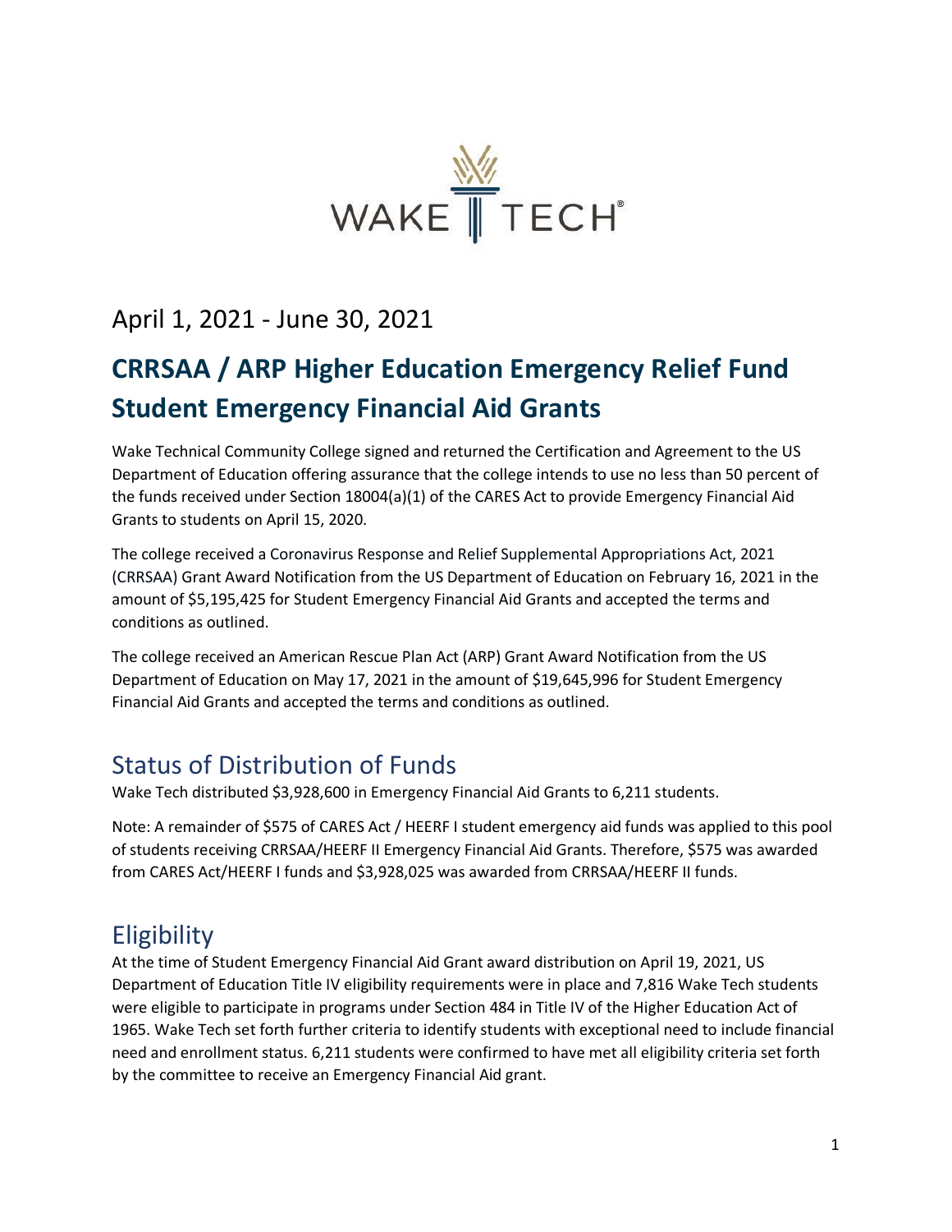WAKE TECH®

## April 1, 2021 - June 30, 2021

# CRRSAA / ARP Higher Education Emergency Relief Fund Student Emergency Financial Aid Grants

Wake Technical Community College signed and returned the Certification and Agreement to the US Department of Education offering assurance that the college intends to use no less than 50 percent of the funds received under Section 18004(a)(1) of the CARES Act to provide Emergency Financial Aid Grants to students on April 15, 2020.

The college received a Coronavirus Response and Relief Supplemental Appropriations Act, 2021 (CRRSAA) Grant Award Notification from the US Department of Education on February 16, 2021 in the amount of $5,195,425 for Student Emergency Financial Aid Grants and accepted the terms and conditions as outlined.

The college received an American Rescue Plan Act (ARP) Grant Award Notification from the US Department of Education on May 17, 2021 in the amount of $19,645,996 for Student Emergency Financial Aid Grants and accepted the terms and conditions as outlined.

## Status of Distribution of Funds

Wake Tech distributed $3,928,600 in Emergency Financial Aid Grants to 6,211 students.

Note: A remainder of $575 of CARES Act / HEERF I student emergency aid funds was applied to this pool of students receiving CRRSAA/HEERF II Emergency Financial Aid Grants. Therefore, $575 was awarded from CARES Act/HEERF I funds and $3,928,025 was awarded from CRRSAA/HEERF II funds.

## Eligibility

At the time of Student Emergency Financial Aid Grant award distribution on April 19, 2021, US Department of Education Title IV eligibility requirements were in place and 7,816 Wake Tech students were eligible to participate in programs under Section 484 in Title IV of the Higher Education Act of 1965. Wake Tech set forth further criteria to identify students with exceptional need to include financial need and enrollment status. 6,211 students were confirmed to have met all eligibility criteria set forth by the committee to receive an Emergency Financial Aid grant.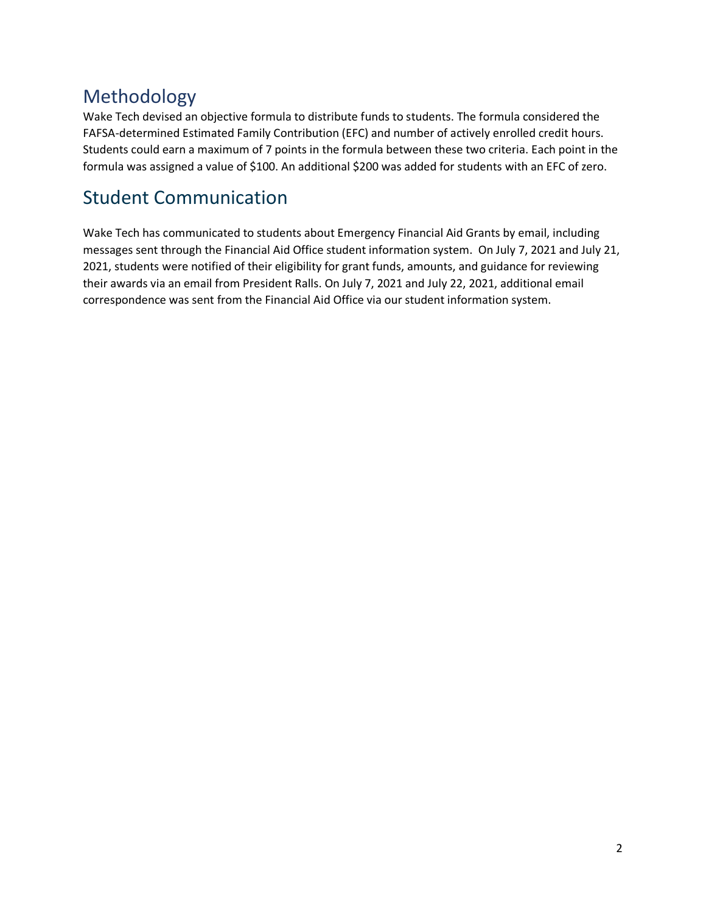## Methodology

Wake Tech devised an objective formula to distribute funds to students. The formula considered the FAFSA-determined Estimated Family Contribution (EFC) and number of actively enrolled credit hours. Students could earn a maximum of 7 points in the formula between these two criteria. Each point in the formula was assigned a value of $100. An additional $200 was added for students with an EFC of zero.

## Student Communication

Wake Tech has communicated to students about Emergency Financial Aid Grants by email, including messages sent through the Financial Aid Office student information system. On July 7, 2021 and July 21, 2021, students were notified of their eligibility for grant funds, amounts, and guidance for reviewing their awards via an email from President Ralls. On July 7, 2021 and July 22, 2021, additional email correspondence was sent from the Financial Aid Office via our student information system.